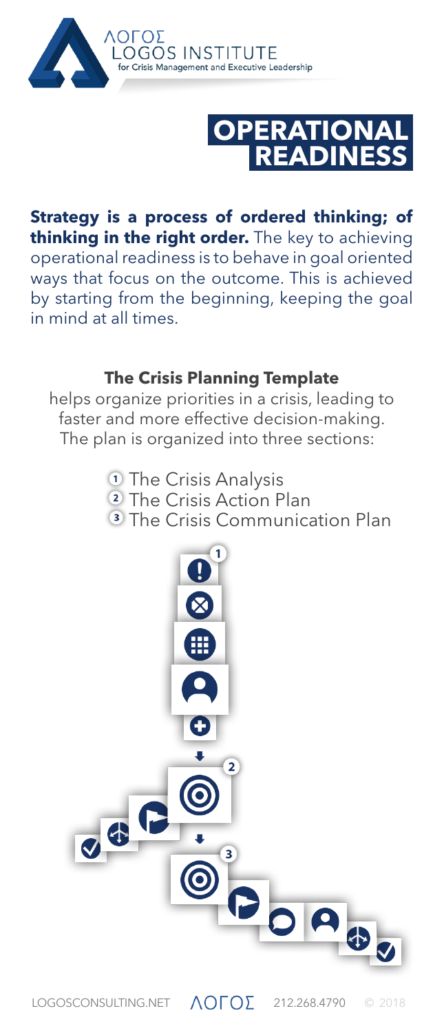ΛΟΓΟΣ
LOGOS INSTITUTE
for Crisis Management and Executive Leadership

# OPERATIONAL READINESS

**Strategy is a process of ordered thinking; of thinking in the right order.** The key to achieving operational readiness is to behave in goal oriented ways that focus on the outcome. This is achieved by starting from the beginning, keeping the goal in mind at all times.

### The Crisis Planning Template

helps organize priorities in a crisis, leading to faster and more effective decision-making. The plan is organized into three sections:

1. The Crisis Analysis
2. The Crisis Action Plan
3. The Crisis Communication Plan

LOGOSCONSULTING.NET ΛΟΓΟΣ 212.268.4790 © 2018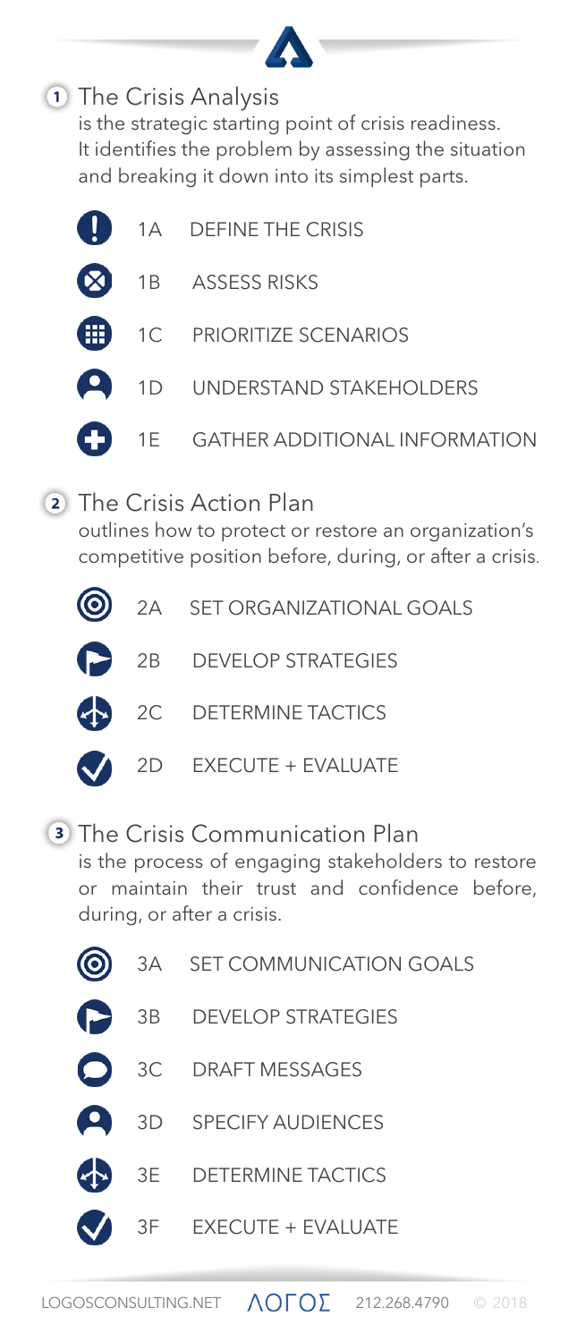## 1 The Crisis Analysis

is the strategic starting point of crisis readiness. It identifies the problem by assessing the situation and breaking it down into its simplest parts.

- 1A DEFINE THE CRISIS
- 1B ASSESS RISKS
- 1C PRIORITIZE SCENARIOS
- 1D UNDERSTAND STAKEHOLDERS
- 1E GATHER ADDITIONAL INFORMATION

## 2 The Crisis Action Plan

outlines how to protect or restore an organization's competitive position before, during, or after a crisis.

- 2A SET ORGANIZATIONAL GOALS
- 2B DEVELOP STRATEGIES
- 2C DETERMINE TACTICS
- 2D EXECUTE + EVALUATE

## 3 The Crisis Communication Plan

is the process of engaging stakeholders to restore or maintain their trust and confidence before, during, or after a crisis.

- 3A SET COMMUNICATION GOALS
- 3B DEVELOP STRATEGIES
- 3C DRAFT MESSAGES
- 3D SPECIFY AUDIENCES
- 3E DETERMINE TACTICS
- 3F EXECUTE + EVALUATE

LOGOSCONSULTING.NET ΛΟΓΟΣ 212.268.4790 © 2018